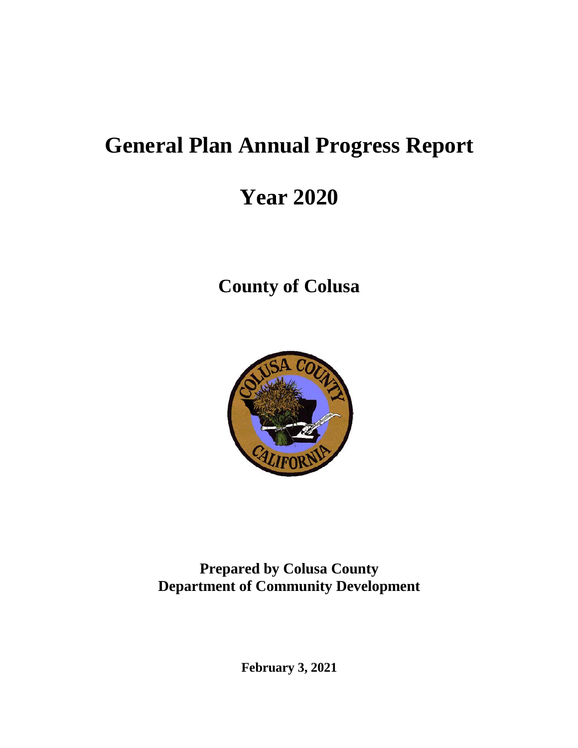# General Plan Annual Progress Report

# Year 2020

## County of Colusa

**Prepared by Colusa County**
**Department of Community Development**

**February 3, 2021**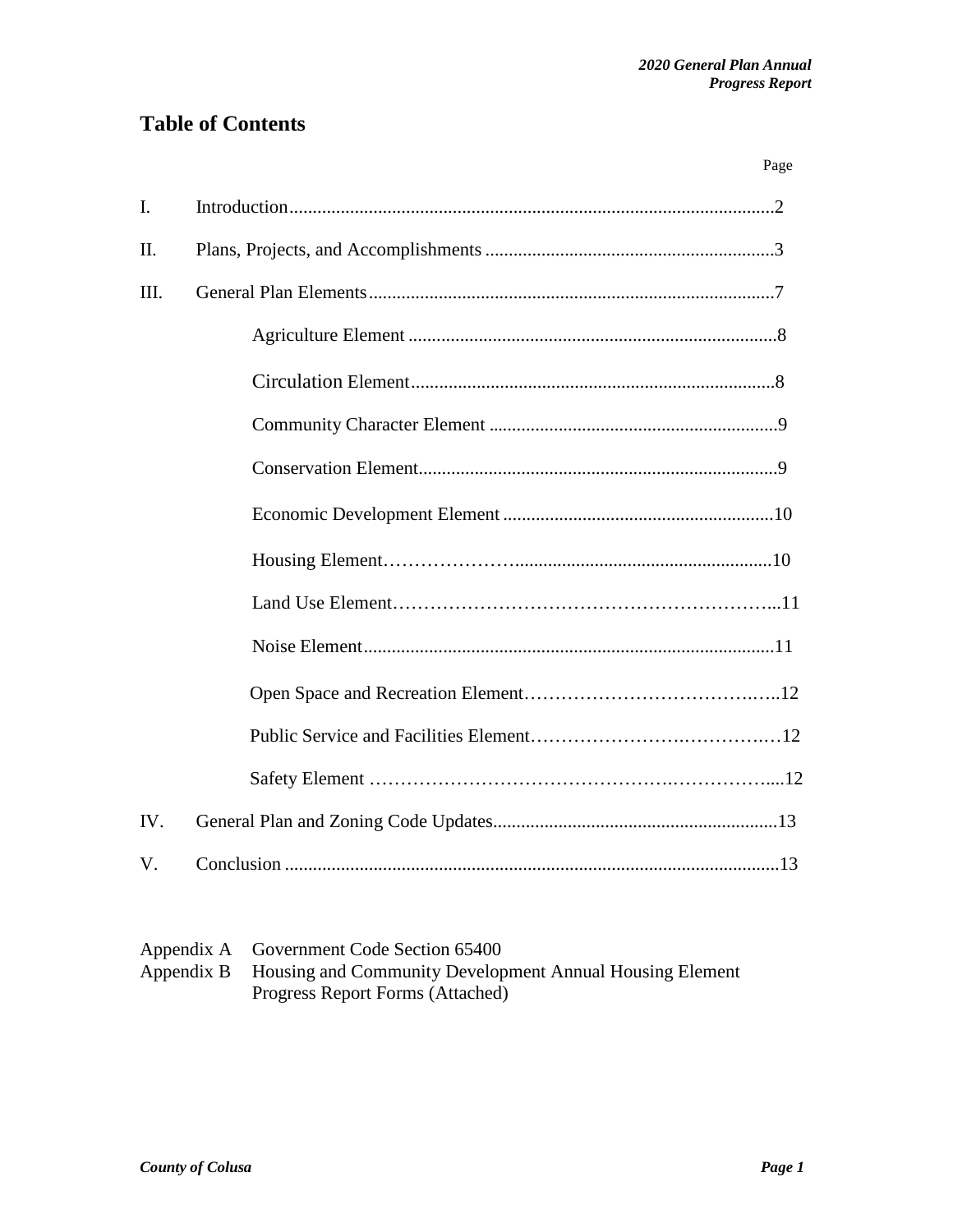# Table of Contents

| | | Page |
|---|---|---|
| I. | Introduction | 2 |
| II. | Plans, Projects, and Accomplishments | 3 |
| III. | General Plan Elements | 7 |
| | Agriculture Element | 8 |
| | Circulation Element | 8 |
| | Community Character Element | 9 |
| | Conservation Element | 9 |
| | Economic Development Element | 10 |
| | Housing Element | 10 |
| | Land Use Element | 11 |
| | Noise Element | 11 |
| | Open Space and Recreation Element | 12 |
| | Public Service and Facilities Element | 12 |
| | Safety Element | 12 |
| IV. | General Plan and Zoning Code Updates | 13 |
| V. | Conclusion | 13 |

Appendix A Government Code Section 65400

Appendix B Housing and Community Development Annual Housing Element Progress Report Forms (Attached)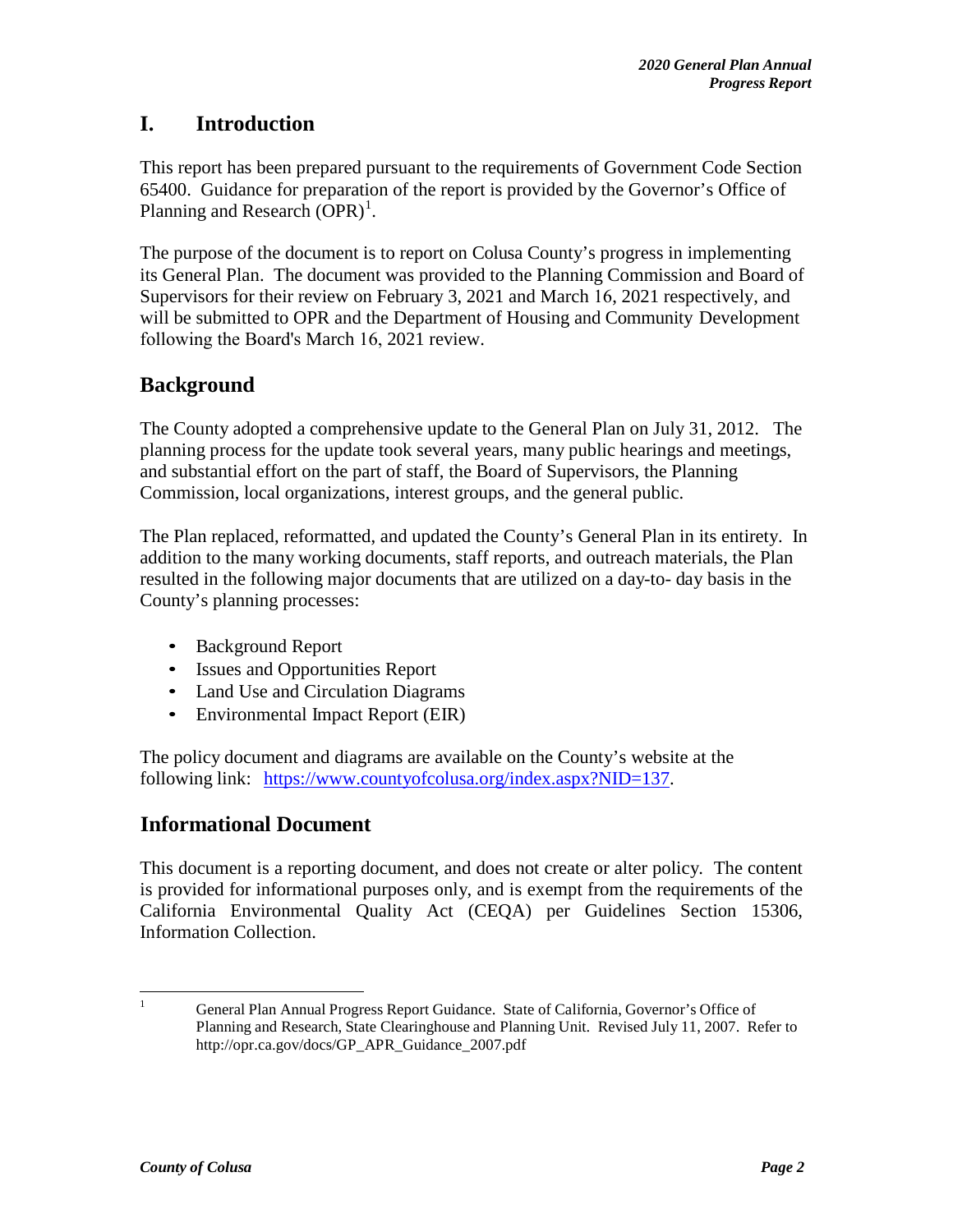# I. Introduction

This report has been prepared pursuant to the requirements of Government Code Section 65400. Guidance for preparation of the report is provided by the Governor's Office of Planning and Research (OPR)[1].

The purpose of the document is to report on Colusa County's progress in implementing its General Plan. The document was provided to the Planning Commission and Board of Supervisors for their review on February 3, 2021 and March 16, 2021 respectively, and will be submitted to OPR and the Department of Housing and Community Development following the Board's March 16, 2021 review.

## Background

The County adopted a comprehensive update to the General Plan on July 31, 2012. The planning process for the update took several years, many public hearings and meetings, and substantial effort on the part of staff, the Board of Supervisors, the Planning Commission, local organizations, interest groups, and the general public.

The Plan replaced, reformatted, and updated the County's General Plan in its entirety. In addition to the many working documents, staff reports, and outreach materials, the Plan resulted in the following major documents that are utilized on a day-to- day basis in the County's planning processes:

- Background Report
- Issues and Opportunities Report
- Land Use and Circulation Diagrams
- Environmental Impact Report (EIR)

The policy document and diagrams are available on the County's website at the following link: [https://www.countyofcolusa.org/index.aspx?NID=137](https://www.countyofcolusa.org/index.aspx?NID=137).

## Informational Document

This document is a reporting document, and does not create or alter policy. The content is provided for informational purposes only, and is exempt from the requirements of the California Environmental Quality Act (CEQA) per Guidelines Section 15306, Information Collection.

---

[1] General Plan Annual Progress Report Guidance. State of California, Governor's Office of Planning and Research, State Clearinghouse and Planning Unit. Revised July 11, 2007. Refer to http://opr.ca.gov/docs/GP_APR_Guidance_2007.pdf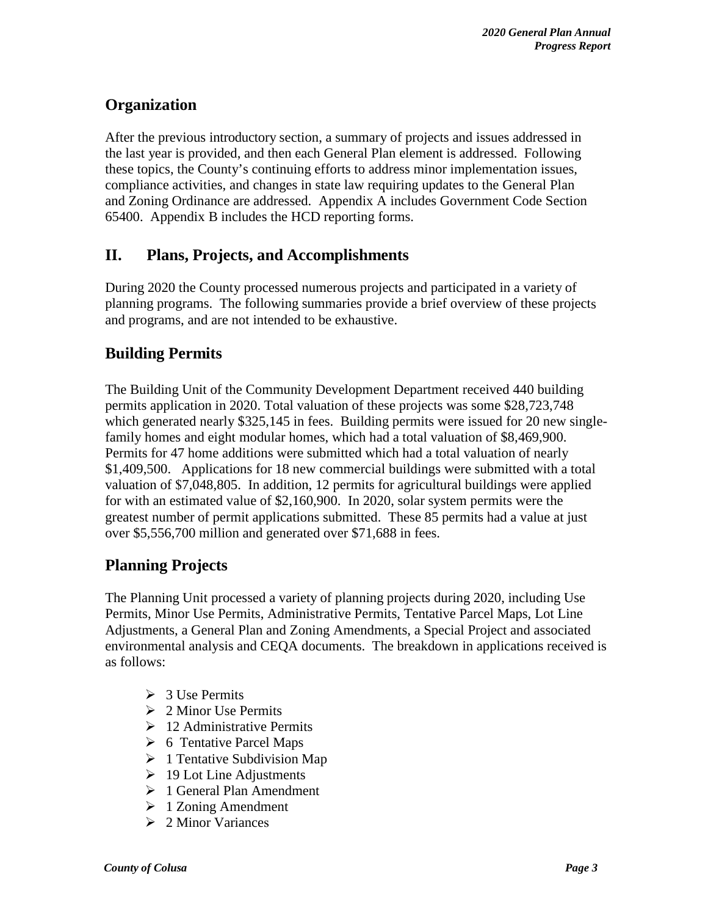## Organization

After the previous introductory section, a summary of projects and issues addressed in the last year is provided, and then each General Plan element is addressed. Following these topics, the County's continuing efforts to address minor implementation issues, compliance activities, and changes in state law requiring updates to the General Plan and Zoning Ordinance are addressed. Appendix A includes Government Code Section 65400. Appendix B includes the HCD reporting forms.

# II. Plans, Projects, and Accomplishments

During 2020 the County processed numerous projects and participated in a variety of planning programs. The following summaries provide a brief overview of these projects and programs, and are not intended to be exhaustive.

## Building Permits

The Building Unit of the Community Development Department received 440 building permits application in 2020. Total valuation of these projects was some $28,723,748 which generated nearly $325,145 in fees. Building permits were issued for 20 new single-family homes and eight modular homes, which had a total valuation of $8,469,900. Permits for 47 home additions were submitted which had a total valuation of nearly $1,409,500. Applications for 18 new commercial buildings were submitted with a total valuation of $7,048,805. In addition, 12 permits for agricultural buildings were applied for with an estimated value of $2,160,900. In 2020, solar system permits were the greatest number of permit applications submitted. These 85 permits had a value at just over $5,556,700 million and generated over $71,688 in fees.

## Planning Projects

The Planning Unit processed a variety of planning projects during 2020, including Use Permits, Minor Use Permits, Administrative Permits, Tentative Parcel Maps, Lot Line Adjustments, a General Plan and Zoning Amendments, a Special Project and associated environmental analysis and CEQA documents. The breakdown in applications received is as follows:

- 3 Use Permits
- 2 Minor Use Permits
- 12 Administrative Permits
- 6 Tentative Parcel Maps
- 1 Tentative Subdivision Map
- 19 Lot Line Adjustments
- 1 General Plan Amendment
- 1 Zoning Amendment
- 2 Minor Variances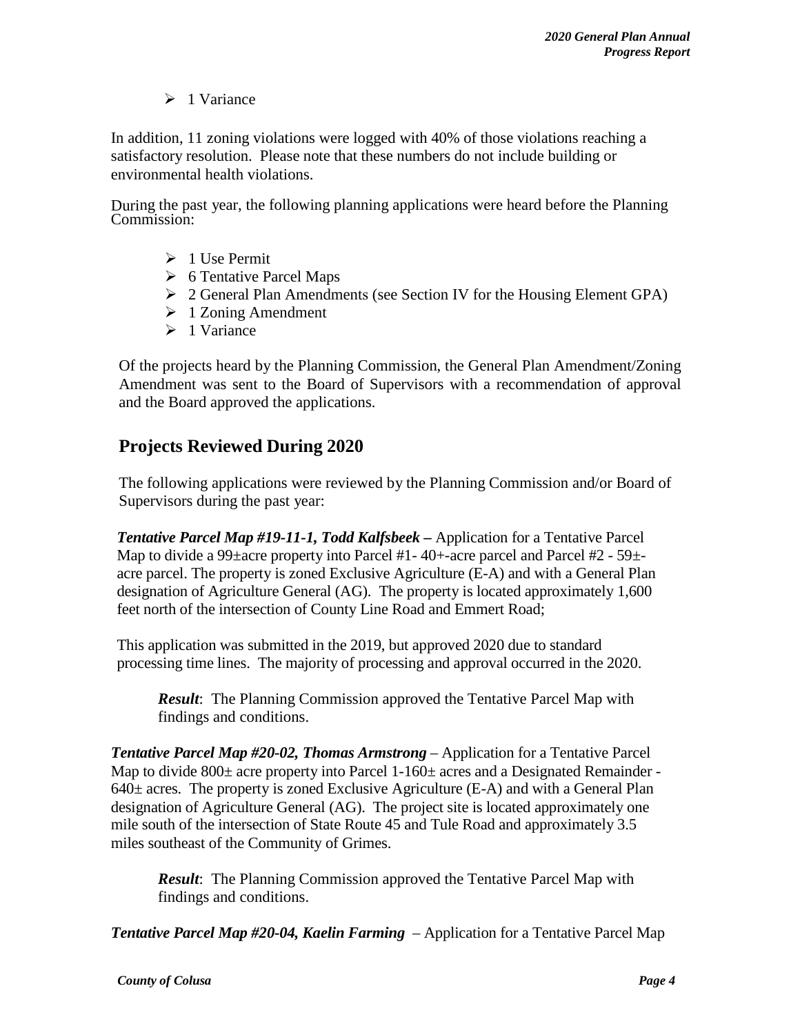- 1 Variance

In addition, 11 zoning violations were logged with 40% of those violations reaching a satisfactory resolution. Please note that these numbers do not include building or environmental health violations.

During the past year, the following planning applications were heard before the Planning Commission:

- 1 Use Permit
- 6 Tentative Parcel Maps
- 2 General Plan Amendments (see Section IV for the Housing Element GPA)
- 1 Zoning Amendment
- 1 Variance

Of the projects heard by the Planning Commission, the General Plan Amendment/Zoning Amendment was sent to the Board of Supervisors with a recommendation of approval and the Board approved the applications.

## Projects Reviewed During 2020

The following applications were reviewed by the Planning Commission and/or Board of Supervisors during the past year:

***Tentative Parcel Map #19-11-1, Todd Kalfsbeek –*** Application for a Tentative Parcel Map to divide a 99±acre property into Parcel #1- 40+-acre parcel and Parcel #2 - 59±-acre parcel. The property is zoned Exclusive Agriculture (E-A) and with a General Plan designation of Agriculture General (AG). The property is located approximately 1,600 feet north of the intersection of County Line Road and Emmert Road;

This application was submitted in the 2019, but approved 2020 due to standard processing time lines. The majority of processing and approval occurred in the 2020.

> ***Result***: The Planning Commission approved the Tentative Parcel Map with findings and conditions.

***Tentative Parcel Map #20-02, Thomas Armstrong*** – Application for a Tentative Parcel Map to divide 800± acre property into Parcel 1-160± acres and a Designated Remainder - 640± acres. The property is zoned Exclusive Agriculture (E-A) and with a General Plan designation of Agriculture General (AG). The project site is located approximately one mile south of the intersection of State Route 45 and Tule Road and approximately 3.5 miles southeast of the Community of Grimes.

> ***Result***: The Planning Commission approved the Tentative Parcel Map with findings and conditions.

***Tentative Parcel Map #20-04, Kaelin Farming*** – Application for a Tentative Parcel Map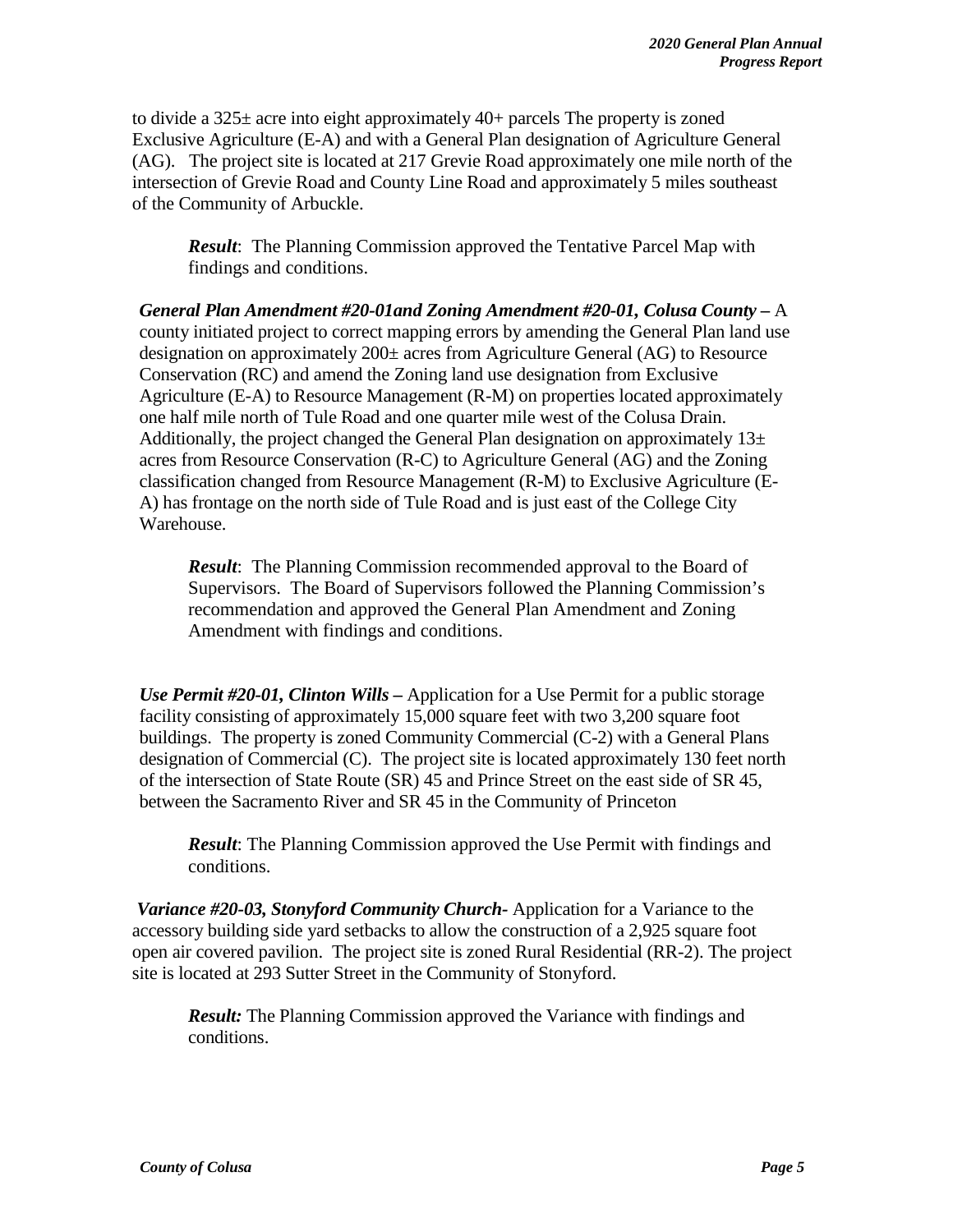to divide a 325± acre into eight approximately 40+ parcels The property is zoned Exclusive Agriculture (E-A) and with a General Plan designation of Agriculture General (AG). The project site is located at 217 Grevie Road approximately one mile north of the intersection of Grevie Road and County Line Road and approximately 5 miles southeast of the Community of Arbuckle.

> ***Result***: The Planning Commission approved the Tentative Parcel Map with findings and conditions.

***General Plan Amendment #20-01and Zoning Amendment #20-01, Colusa County –*** A county initiated project to correct mapping errors by amending the General Plan land use designation on approximately 200± acres from Agriculture General (AG) to Resource Conservation (RC) and amend the Zoning land use designation from Exclusive Agriculture (E-A) to Resource Management (R-M) on properties located approximately one half mile north of Tule Road and one quarter mile west of the Colusa Drain. Additionally, the project changed the General Plan designation on approximately 13± acres from Resource Conservation (R-C) to Agriculture General (AG) and the Zoning classification changed from Resource Management (R-M) to Exclusive Agriculture (E-A) has frontage on the north side of Tule Road and is just east of the College City Warehouse.

> ***Result***: The Planning Commission recommended approval to the Board of Supervisors. The Board of Supervisors followed the Planning Commission's recommendation and approved the General Plan Amendment and Zoning Amendment with findings and conditions.

***Use Permit #20-01, Clinton Wills –*** Application for a Use Permit for a public storage facility consisting of approximately 15,000 square feet with two 3,200 square foot buildings. The property is zoned Community Commercial (C-2) with a General Plans designation of Commercial (C). The project site is located approximately 130 feet north of the intersection of State Route (SR) 45 and Prince Street on the east side of SR 45, between the Sacramento River and SR 45 in the Community of Princeton

> ***Result***: The Planning Commission approved the Use Permit with findings and conditions.

***Variance #20-03, Stonyford Community Church-*** Application for a Variance to the accessory building side yard setbacks to allow the construction of a 2,925 square foot open air covered pavilion. The project site is zoned Rural Residential (RR-2). The project site is located at 293 Sutter Street in the Community of Stonyford.

> ***Result:*** The Planning Commission approved the Variance with findings and conditions.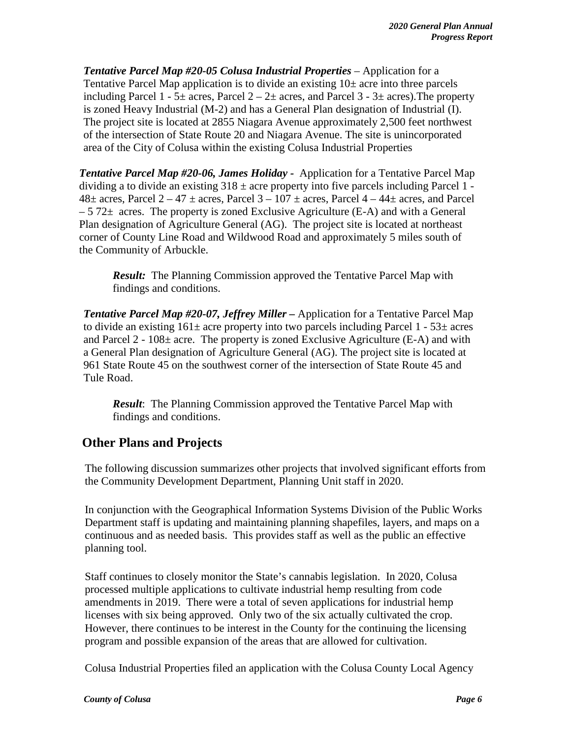***Tentative Parcel Map #20-05 Colusa Industrial Properties*** – Application for a Tentative Parcel Map application is to divide an existing 10± acre into three parcels including Parcel 1 - 5± acres, Parcel 2 – 2± acres, and Parcel 3 - 3± acres).The property is zoned Heavy Industrial (M-2) and has a General Plan designation of Industrial (I). The project site is located at 2855 Niagara Avenue approximately 2,500 feet northwest of the intersection of State Route 20 and Niagara Avenue. The site is unincorporated area of the City of Colusa within the existing Colusa Industrial Properties

***Tentative Parcel Map #20-06, James Holiday -*** Application for a Tentative Parcel Map dividing a to divide an existing 318 ± acre property into five parcels including Parcel 1 - 48± acres, Parcel 2 – 47 ± acres, Parcel 3 – 107 ± acres, Parcel 4 – 44± acres, and Parcel – 5 72± acres. The property is zoned Exclusive Agriculture (E-A) and with a General Plan designation of Agriculture General (AG). The project site is located at northeast corner of County Line Road and Wildwood Road and approximately 5 miles south of the Community of Arbuckle.

> ***Result:*** The Planning Commission approved the Tentative Parcel Map with findings and conditions.

***Tentative Parcel Map #20-07, Jeffrey Miller –*** Application for a Tentative Parcel Map to divide an existing 161± acre property into two parcels including Parcel 1 - 53± acres and Parcel 2 - 108± acre. The property is zoned Exclusive Agriculture (E-A) and with a General Plan designation of Agriculture General (AG). The project site is located at 961 State Route 45 on the southwest corner of the intersection of State Route 45 and Tule Road.

> ***Result***: The Planning Commission approved the Tentative Parcel Map with findings and conditions.

## Other Plans and Projects

The following discussion summarizes other projects that involved significant efforts from the Community Development Department, Planning Unit staff in 2020.

In conjunction with the Geographical Information Systems Division of the Public Works Department staff is updating and maintaining planning shapefiles, layers, and maps on a continuous and as needed basis. This provides staff as well as the public an effective planning tool.

Staff continues to closely monitor the State's cannabis legislation. In 2020, Colusa processed multiple applications to cultivate industrial hemp resulting from code amendments in 2019. There were a total of seven applications for industrial hemp licenses with six being approved. Only two of the six actually cultivated the crop. However, there continues to be interest in the County for the continuing the licensing program and possible expansion of the areas that are allowed for cultivation.

Colusa Industrial Properties filed an application with the Colusa County Local Agency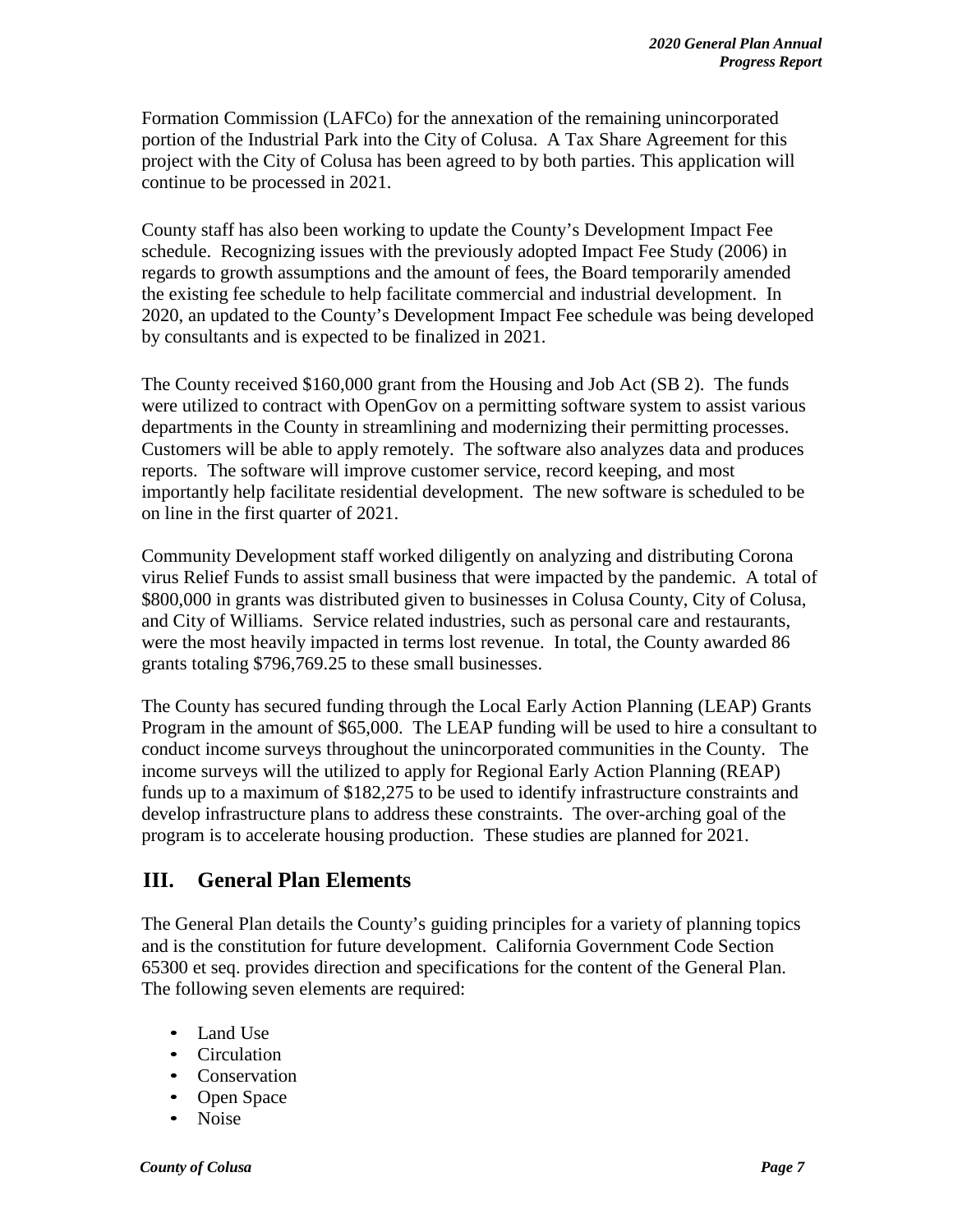Formation Commission (LAFCo) for the annexation of the remaining unincorporated portion of the Industrial Park into the City of Colusa. A Tax Share Agreement for this project with the City of Colusa has been agreed to by both parties. This application will continue to be processed in 2021.

County staff has also been working to update the County's Development Impact Fee schedule. Recognizing issues with the previously adopted Impact Fee Study (2006) in regards to growth assumptions and the amount of fees, the Board temporarily amended the existing fee schedule to help facilitate commercial and industrial development. In 2020, an updated to the County's Development Impact Fee schedule was being developed by consultants and is expected to be finalized in 2021.

The County received $160,000 grant from the Housing and Job Act (SB 2). The funds were utilized to contract with OpenGov on a permitting software system to assist various departments in the County in streamlining and modernizing their permitting processes. Customers will be able to apply remotely. The software also analyzes data and produces reports. The software will improve customer service, record keeping, and most importantly help facilitate residential development. The new software is scheduled to be on line in the first quarter of 2021.

Community Development staff worked diligently on analyzing and distributing Corona virus Relief Funds to assist small business that were impacted by the pandemic. A total of $800,000 in grants was distributed given to businesses in Colusa County, City of Colusa, and City of Williams. Service related industries, such as personal care and restaurants, were the most heavily impacted in terms lost revenue. In total, the County awarded 86 grants totaling $796,769.25 to these small businesses.

The County has secured funding through the Local Early Action Planning (LEAP) Grants Program in the amount of $65,000. The LEAP funding will be used to hire a consultant to conduct income surveys throughout the unincorporated communities in the County. The income surveys will the utilized to apply for Regional Early Action Planning (REAP) funds up to a maximum of $182,275 to be used to identify infrastructure constraints and develop infrastructure plans to address these constraints. The over-arching goal of the program is to accelerate housing production. These studies are planned for 2021.

## III. General Plan Elements

The General Plan details the County's guiding principles for a variety of planning topics and is the constitution for future development. California Government Code Section 65300 et seq. provides direction and specifications for the content of the General Plan. The following seven elements are required:

- Land Use
- Circulation
- Conservation
- Open Space
- Noise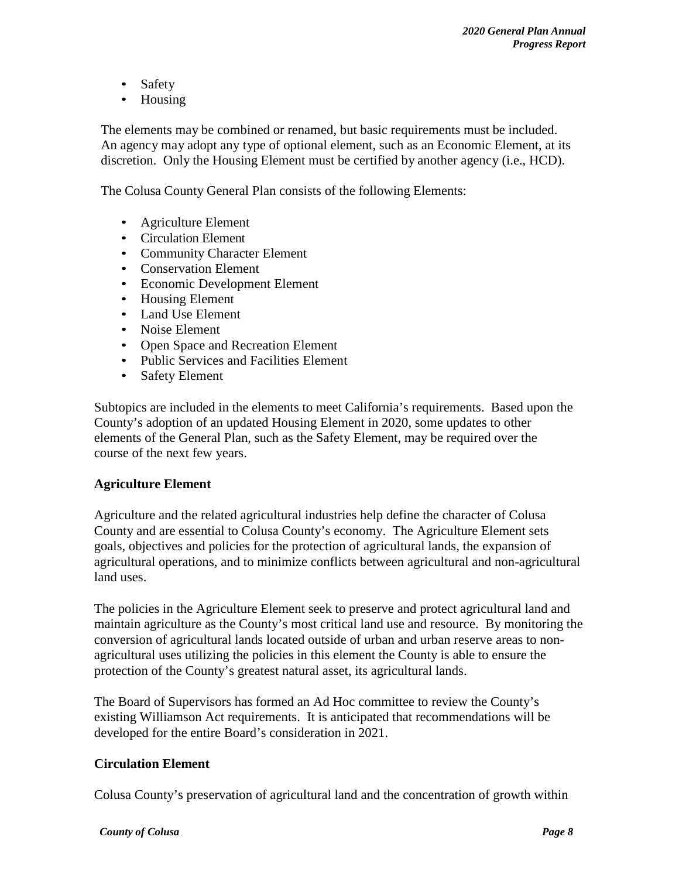- Safety
- Housing

The elements may be combined or renamed, but basic requirements must be included. An agency may adopt any type of optional element, such as an Economic Element, at its discretion. Only the Housing Element must be certified by another agency (i.e., HCD).

The Colusa County General Plan consists of the following Elements:

- Agriculture Element
- Circulation Element
- Community Character Element
- Conservation Element
- Economic Development Element
- Housing Element
- Land Use Element
- Noise Element
- Open Space and Recreation Element
- Public Services and Facilities Element
- Safety Element

Subtopics are included in the elements to meet California's requirements. Based upon the County's adoption of an updated Housing Element in 2020, some updates to other elements of the General Plan, such as the Safety Element, may be required over the course of the next few years.

**Agriculture Element**

Agriculture and the related agricultural industries help define the character of Colusa County and are essential to Colusa County's economy. The Agriculture Element sets goals, objectives and policies for the protection of agricultural lands, the expansion of agricultural operations, and to minimize conflicts between agricultural and non-agricultural land uses.

The policies in the Agriculture Element seek to preserve and protect agricultural land and maintain agriculture as the County's most critical land use and resource. By monitoring the conversion of agricultural lands located outside of urban and urban reserve areas to non-agricultural uses utilizing the policies in this element the County is able to ensure the protection of the County's greatest natural asset, its agricultural lands.

The Board of Supervisors has formed an Ad Hoc committee to review the County's existing Williamson Act requirements. It is anticipated that recommendations will be developed for the entire Board's consideration in 2021.

**Circulation Element**

Colusa County's preservation of agricultural land and the concentration of growth within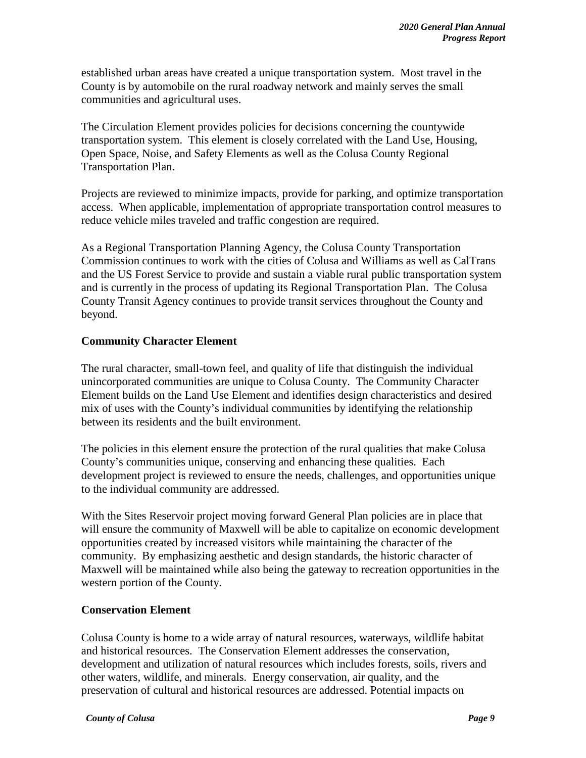established urban areas have created a unique transportation system. Most travel in the County is by automobile on the rural roadway network and mainly serves the small communities and agricultural uses.

The Circulation Element provides policies for decisions concerning the countywide transportation system. This element is closely correlated with the Land Use, Housing, Open Space, Noise, and Safety Elements as well as the Colusa County Regional Transportation Plan.

Projects are reviewed to minimize impacts, provide for parking, and optimize transportation access. When applicable, implementation of appropriate transportation control measures to reduce vehicle miles traveled and traffic congestion are required.

As a Regional Transportation Planning Agency, the Colusa County Transportation Commission continues to work with the cities of Colusa and Williams as well as CalTrans and the US Forest Service to provide and sustain a viable rural public transportation system and is currently in the process of updating its Regional Transportation Plan. The Colusa County Transit Agency continues to provide transit services throughout the County and beyond.

**Community Character Element**

The rural character, small-town feel, and quality of life that distinguish the individual unincorporated communities are unique to Colusa County. The Community Character Element builds on the Land Use Element and identifies design characteristics and desired mix of uses with the County's individual communities by identifying the relationship between its residents and the built environment.

The policies in this element ensure the protection of the rural qualities that make Colusa County's communities unique, conserving and enhancing these qualities. Each development project is reviewed to ensure the needs, challenges, and opportunities unique to the individual community are addressed.

With the Sites Reservoir project moving forward General Plan policies are in place that will ensure the community of Maxwell will be able to capitalize on economic development opportunities created by increased visitors while maintaining the character of the community. By emphasizing aesthetic and design standards, the historic character of Maxwell will be maintained while also being the gateway to recreation opportunities in the western portion of the County.

**Conservation Element**

Colusa County is home to a wide array of natural resources, waterways, wildlife habitat and historical resources. The Conservation Element addresses the conservation, development and utilization of natural resources which includes forests, soils, rivers and other waters, wildlife, and minerals. Energy conservation, air quality, and the preservation of cultural and historical resources are addressed. Potential impacts on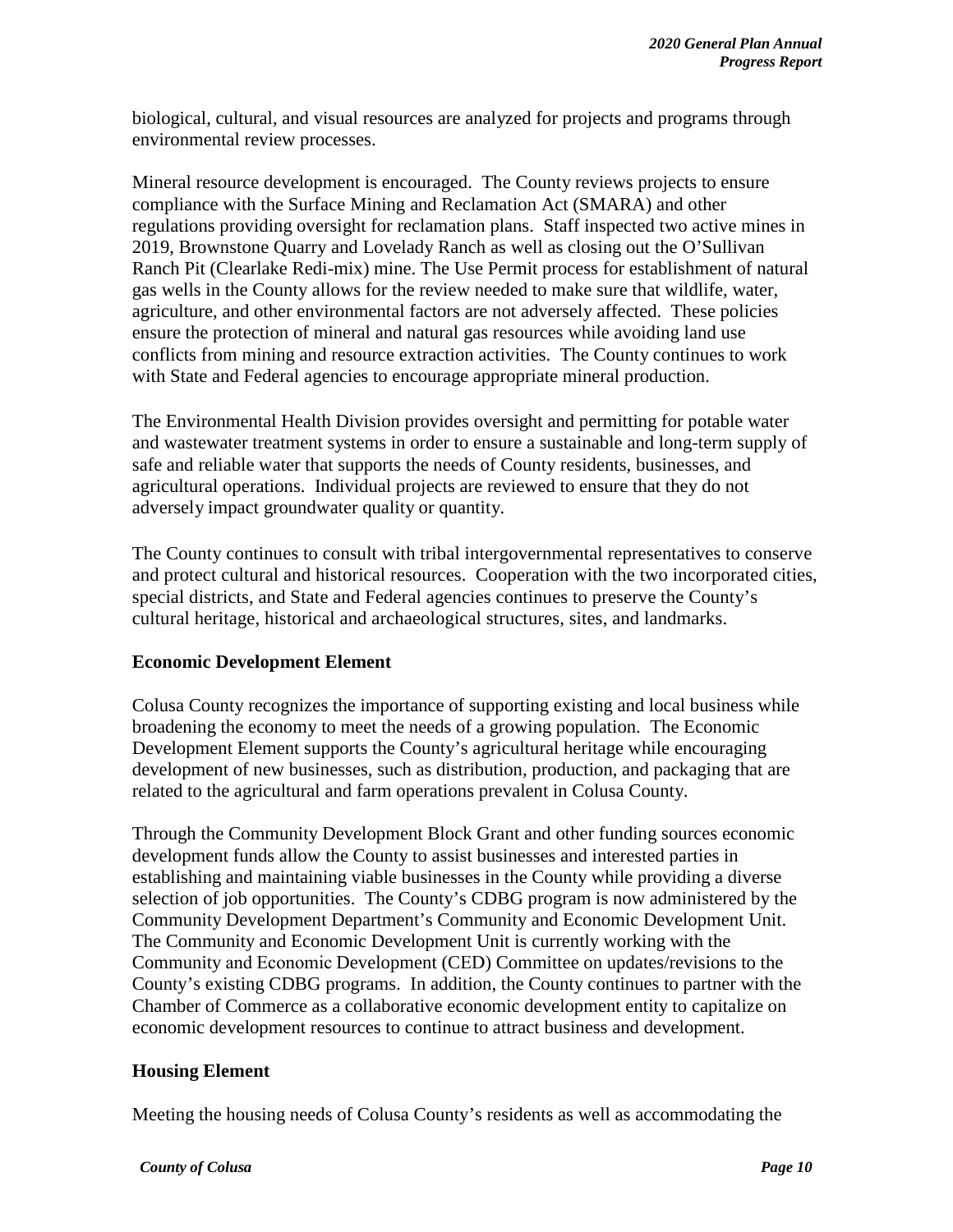biological, cultural, and visual resources are analyzed for projects and programs through environmental review processes.

Mineral resource development is encouraged. The County reviews projects to ensure compliance with the Surface Mining and Reclamation Act (SMARA) and other regulations providing oversight for reclamation plans. Staff inspected two active mines in 2019, Brownstone Quarry and Lovelady Ranch as well as closing out the O'Sullivan Ranch Pit (Clearlake Redi-mix) mine. The Use Permit process for establishment of natural gas wells in the County allows for the review needed to make sure that wildlife, water, agriculture, and other environmental factors are not adversely affected. These policies ensure the protection of mineral and natural gas resources while avoiding land use conflicts from mining and resource extraction activities. The County continues to work with State and Federal agencies to encourage appropriate mineral production.

The Environmental Health Division provides oversight and permitting for potable water and wastewater treatment systems in order to ensure a sustainable and long-term supply of safe and reliable water that supports the needs of County residents, businesses, and agricultural operations. Individual projects are reviewed to ensure that they do not adversely impact groundwater quality or quantity.

The County continues to consult with tribal intergovernmental representatives to conserve and protect cultural and historical resources. Cooperation with the two incorporated cities, special districts, and State and Federal agencies continues to preserve the County's cultural heritage, historical and archaeological structures, sites, and landmarks.

**Economic Development Element**

Colusa County recognizes the importance of supporting existing and local business while broadening the economy to meet the needs of a growing population. The Economic Development Element supports the County's agricultural heritage while encouraging development of new businesses, such as distribution, production, and packaging that are related to the agricultural and farm operations prevalent in Colusa County.

Through the Community Development Block Grant and other funding sources economic development funds allow the County to assist businesses and interested parties in establishing and maintaining viable businesses in the County while providing a diverse selection of job opportunities. The County's CDBG program is now administered by the Community Development Department's Community and Economic Development Unit. The Community and Economic Development Unit is currently working with the Community and Economic Development (CED) Committee on updates/revisions to the County's existing CDBG programs. In addition, the County continues to partner with the Chamber of Commerce as a collaborative economic development entity to capitalize on economic development resources to continue to attract business and development.

**Housing Element**

Meeting the housing needs of Colusa County's residents as well as accommodating the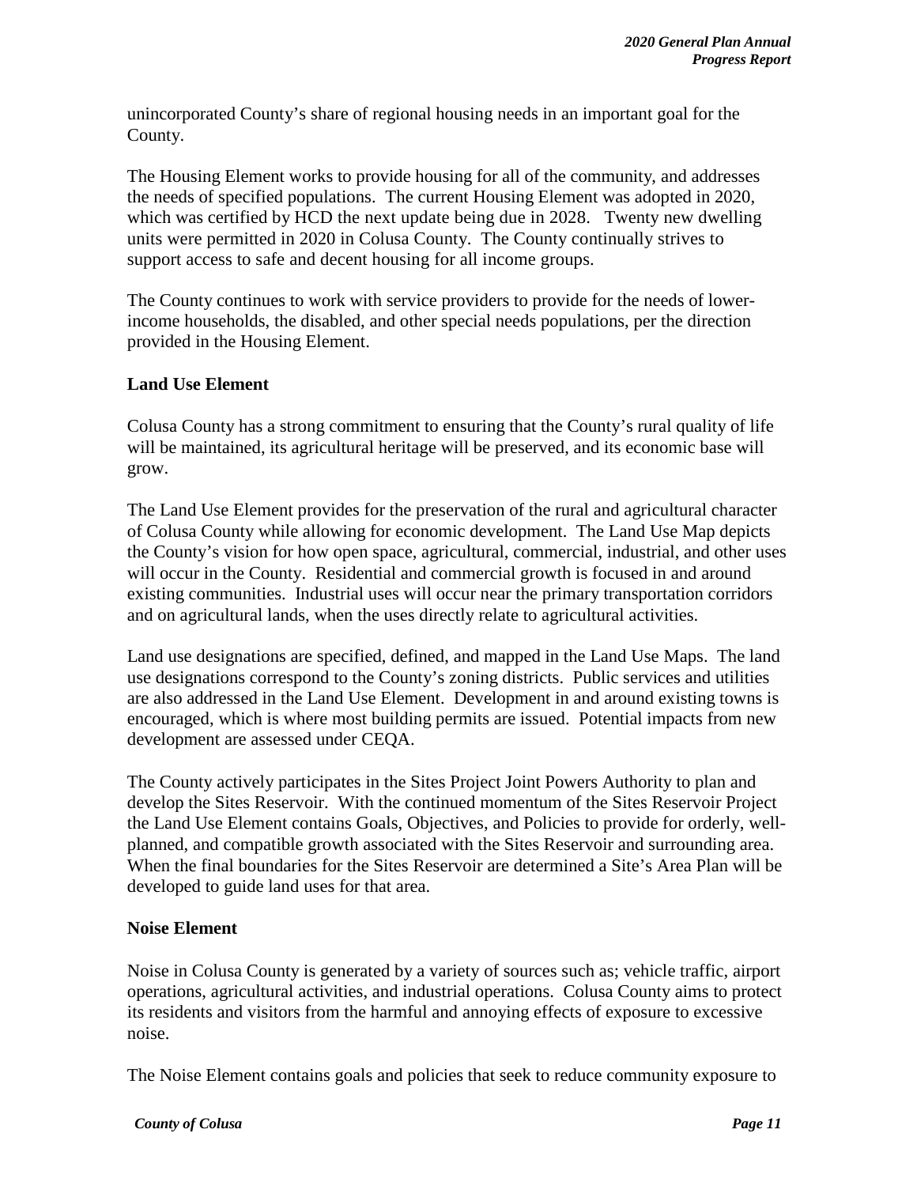unincorporated County's share of regional housing needs in an important goal for the County.

The Housing Element works to provide housing for all of the community, and addresses the needs of specified populations. The current Housing Element was adopted in 2020, which was certified by HCD the next update being due in 2028. Twenty new dwelling units were permitted in 2020 in Colusa County. The County continually strives to support access to safe and decent housing for all income groups.

The County continues to work with service providers to provide for the needs of lower-income households, the disabled, and other special needs populations, per the direction provided in the Housing Element.

**Land Use Element**

Colusa County has a strong commitment to ensuring that the County's rural quality of life will be maintained, its agricultural heritage will be preserved, and its economic base will grow.

The Land Use Element provides for the preservation of the rural and agricultural character of Colusa County while allowing for economic development. The Land Use Map depicts the County's vision for how open space, agricultural, commercial, industrial, and other uses will occur in the County. Residential and commercial growth is focused in and around existing communities. Industrial uses will occur near the primary transportation corridors and on agricultural lands, when the uses directly relate to agricultural activities.

Land use designations are specified, defined, and mapped in the Land Use Maps. The land use designations correspond to the County's zoning districts. Public services and utilities are also addressed in the Land Use Element. Development in and around existing towns is encouraged, which is where most building permits are issued. Potential impacts from new development are assessed under CEQA.

The County actively participates in the Sites Project Joint Powers Authority to plan and develop the Sites Reservoir. With the continued momentum of the Sites Reservoir Project the Land Use Element contains Goals, Objectives, and Policies to provide for orderly, well-planned, and compatible growth associated with the Sites Reservoir and surrounding area. When the final boundaries for the Sites Reservoir are determined a Site's Area Plan will be developed to guide land uses for that area.

**Noise Element**

Noise in Colusa County is generated by a variety of sources such as; vehicle traffic, airport operations, agricultural activities, and industrial operations. Colusa County aims to protect its residents and visitors from the harmful and annoying effects of exposure to excessive noise.

The Noise Element contains goals and policies that seek to reduce community exposure to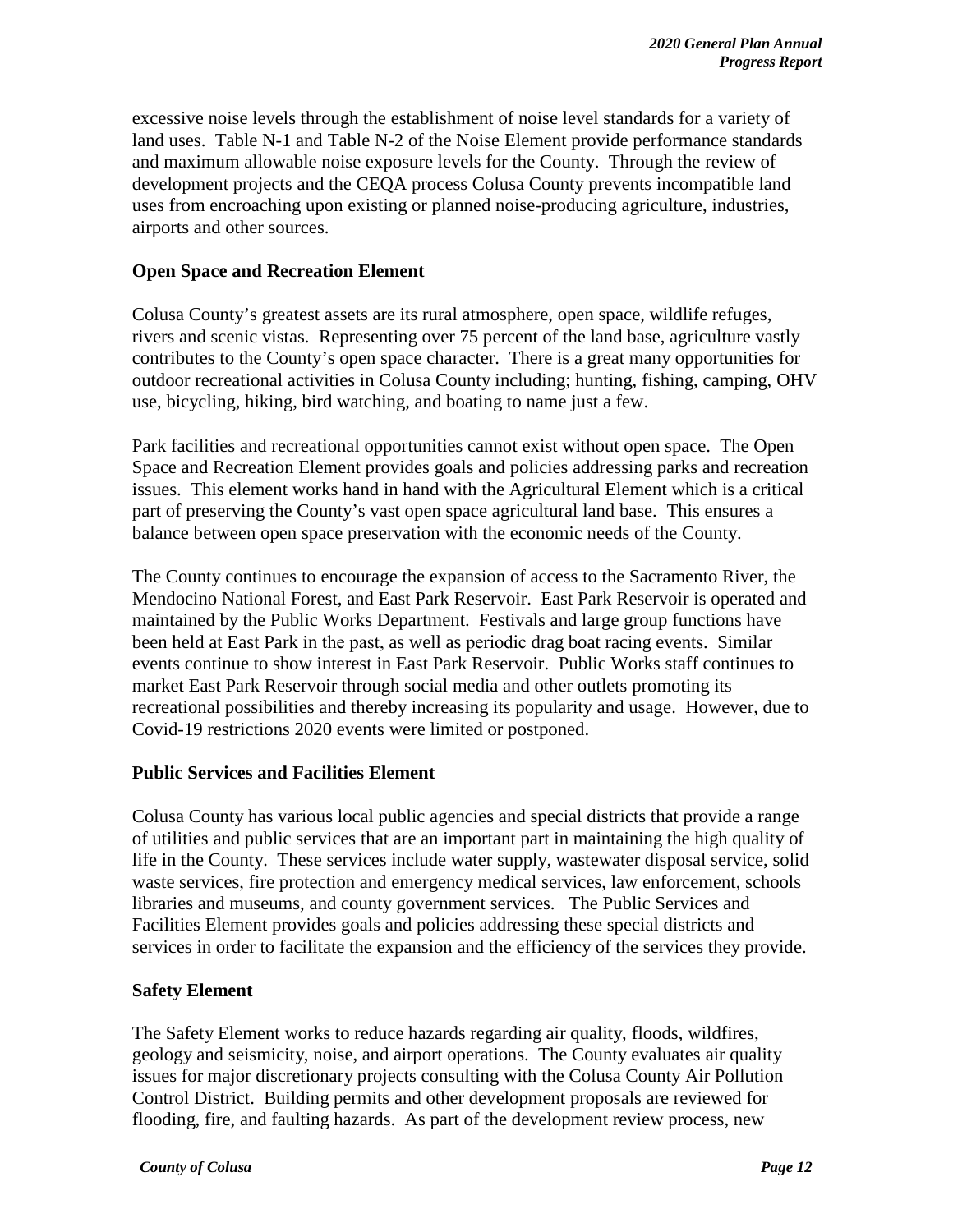excessive noise levels through the establishment of noise level standards for a variety of land uses. Table N-1 and Table N-2 of the Noise Element provide performance standards and maximum allowable noise exposure levels for the County. Through the review of development projects and the CEQA process Colusa County prevents incompatible land uses from encroaching upon existing or planned noise-producing agriculture, industries, airports and other sources.

**Open Space and Recreation Element**

Colusa County's greatest assets are its rural atmosphere, open space, wildlife refuges, rivers and scenic vistas. Representing over 75 percent of the land base, agriculture vastly contributes to the County's open space character. There is a great many opportunities for outdoor recreational activities in Colusa County including; hunting, fishing, camping, OHV use, bicycling, hiking, bird watching, and boating to name just a few.

Park facilities and recreational opportunities cannot exist without open space. The Open Space and Recreation Element provides goals and policies addressing parks and recreation issues. This element works hand in hand with the Agricultural Element which is a critical part of preserving the County's vast open space agricultural land base. This ensures a balance between open space preservation with the economic needs of the County.

The County continues to encourage the expansion of access to the Sacramento River, the Mendocino National Forest, and East Park Reservoir. East Park Reservoir is operated and maintained by the Public Works Department. Festivals and large group functions have been held at East Park in the past, as well as periodic drag boat racing events. Similar events continue to show interest in East Park Reservoir. Public Works staff continues to market East Park Reservoir through social media and other outlets promoting its recreational possibilities and thereby increasing its popularity and usage. However, due to Covid-19 restrictions 2020 events were limited or postponed.

**Public Services and Facilities Element**

Colusa County has various local public agencies and special districts that provide a range of utilities and public services that are an important part in maintaining the high quality of life in the County. These services include water supply, wastewater disposal service, solid waste services, fire protection and emergency medical services, law enforcement, schools libraries and museums, and county government services. The Public Services and Facilities Element provides goals and policies addressing these special districts and services in order to facilitate the expansion and the efficiency of the services they provide.

**Safety Element**

The Safety Element works to reduce hazards regarding air quality, floods, wildfires, geology and seismicity, noise, and airport operations. The County evaluates air quality issues for major discretionary projects consulting with the Colusa County Air Pollution Control District. Building permits and other development proposals are reviewed for flooding, fire, and faulting hazards. As part of the development review process, new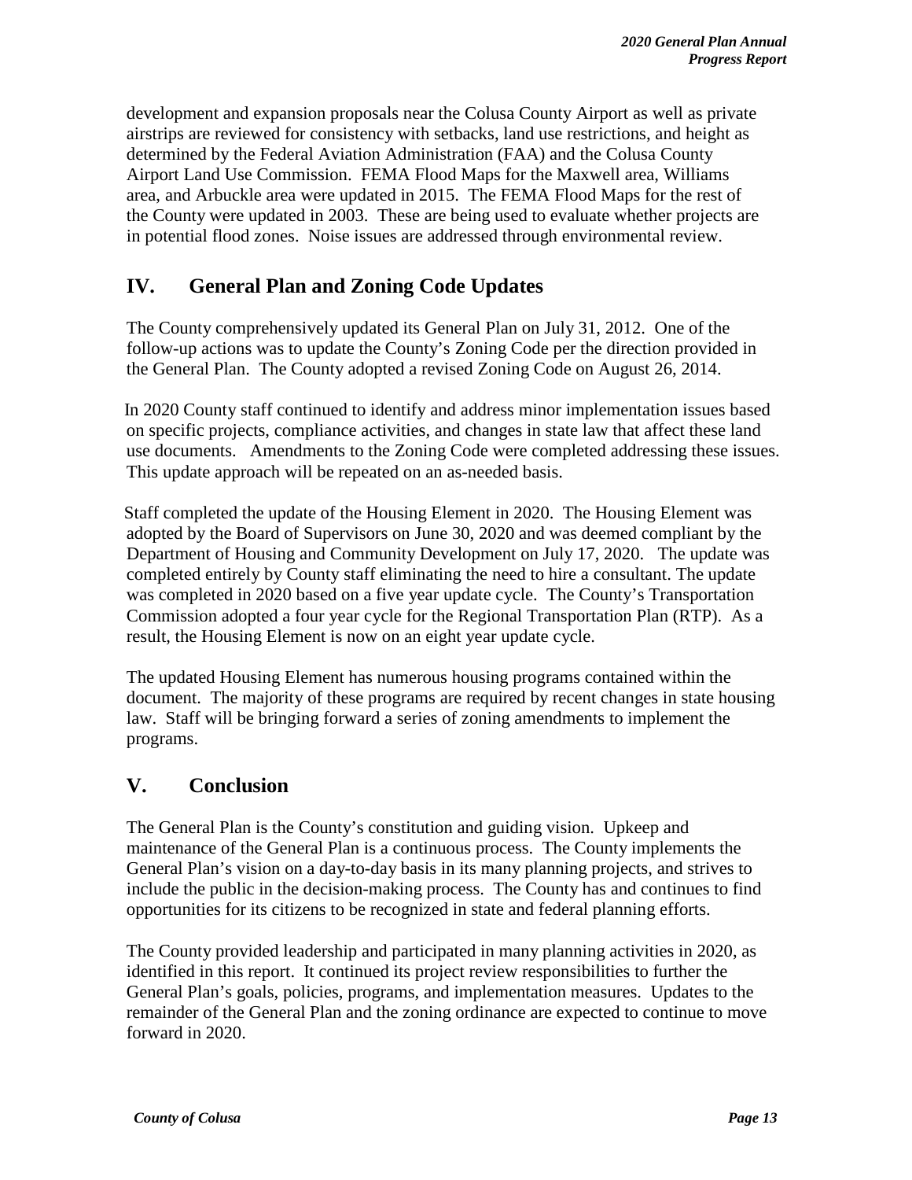development and expansion proposals near the Colusa County Airport as well as private airstrips are reviewed for consistency with setbacks, land use restrictions, and height as determined by the Federal Aviation Administration (FAA) and the Colusa County Airport Land Use Commission. FEMA Flood Maps for the Maxwell area, Williams area, and Arbuckle area were updated in 2015. The FEMA Flood Maps for the rest of the County were updated in 2003. These are being used to evaluate whether projects are in potential flood zones. Noise issues are addressed through environmental review.

## IV. General Plan and Zoning Code Updates

The County comprehensively updated its General Plan on July 31, 2012. One of the follow-up actions was to update the County's Zoning Code per the direction provided in the General Plan. The County adopted a revised Zoning Code on August 26, 2014.

In 2020 County staff continued to identify and address minor implementation issues based on specific projects, compliance activities, and changes in state law that affect these land use documents. Amendments to the Zoning Code were completed addressing these issues. This update approach will be repeated on an as-needed basis.

Staff completed the update of the Housing Element in 2020. The Housing Element was adopted by the Board of Supervisors on June 30, 2020 and was deemed compliant by the Department of Housing and Community Development on July 17, 2020. The update was completed entirely by County staff eliminating the need to hire a consultant. The update was completed in 2020 based on a five year update cycle. The County's Transportation Commission adopted a four year cycle for the Regional Transportation Plan (RTP). As a result, the Housing Element is now on an eight year update cycle.

The updated Housing Element has numerous housing programs contained within the document. The majority of these programs are required by recent changes in state housing law. Staff will be bringing forward a series of zoning amendments to implement the programs.

## V. Conclusion

The General Plan is the County's constitution and guiding vision. Upkeep and maintenance of the General Plan is a continuous process. The County implements the General Plan's vision on a day-to-day basis in its many planning projects, and strives to include the public in the decision-making process. The County has and continues to find opportunities for its citizens to be recognized in state and federal planning efforts.

The County provided leadership and participated in many planning activities in 2020, as identified in this report. It continued its project review responsibilities to further the General Plan's goals, policies, programs, and implementation measures. Updates to the remainder of the General Plan and the zoning ordinance are expected to continue to move forward in 2020.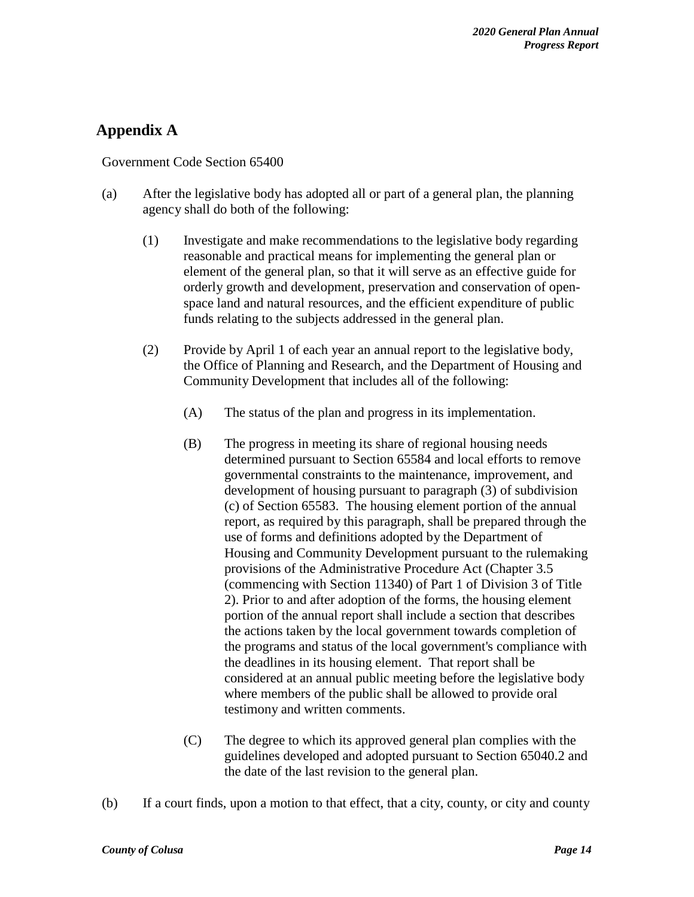## Appendix A

Government Code Section 65400

(a) After the legislative body has adopted all or part of a general plan, the planning agency shall do both of the following:

(1) Investigate and make recommendations to the legislative body regarding reasonable and practical means for implementing the general plan or element of the general plan, so that it will serve as an effective guide for orderly growth and development, preservation and conservation of open-space land and natural resources, and the efficient expenditure of public funds relating to the subjects addressed in the general plan.

(2) Provide by April 1 of each year an annual report to the legislative body, the Office of Planning and Research, and the Department of Housing and Community Development that includes all of the following:

(A) The status of the plan and progress in its implementation.

(B) The progress in meeting its share of regional housing needs determined pursuant to Section 65584 and local efforts to remove governmental constraints to the maintenance, improvement, and development of housing pursuant to paragraph (3) of subdivision (c) of Section 65583. The housing element portion of the annual report, as required by this paragraph, shall be prepared through the use of forms and definitions adopted by the Department of Housing and Community Development pursuant to the rulemaking provisions of the Administrative Procedure Act (Chapter 3.5 (commencing with Section 11340) of Part 1 of Division 3 of Title 2). Prior to and after adoption of the forms, the housing element portion of the annual report shall include a section that describes the actions taken by the local government towards completion of the programs and status of the local government's compliance with the deadlines in its housing element. That report shall be considered at an annual public meeting before the legislative body where members of the public shall be allowed to provide oral testimony and written comments.

(C) The degree to which its approved general plan complies with the guidelines developed and adopted pursuant to Section 65040.2 and the date of the last revision to the general plan.

(b) If a court finds, upon a motion to that effect, that a city, county, or city and county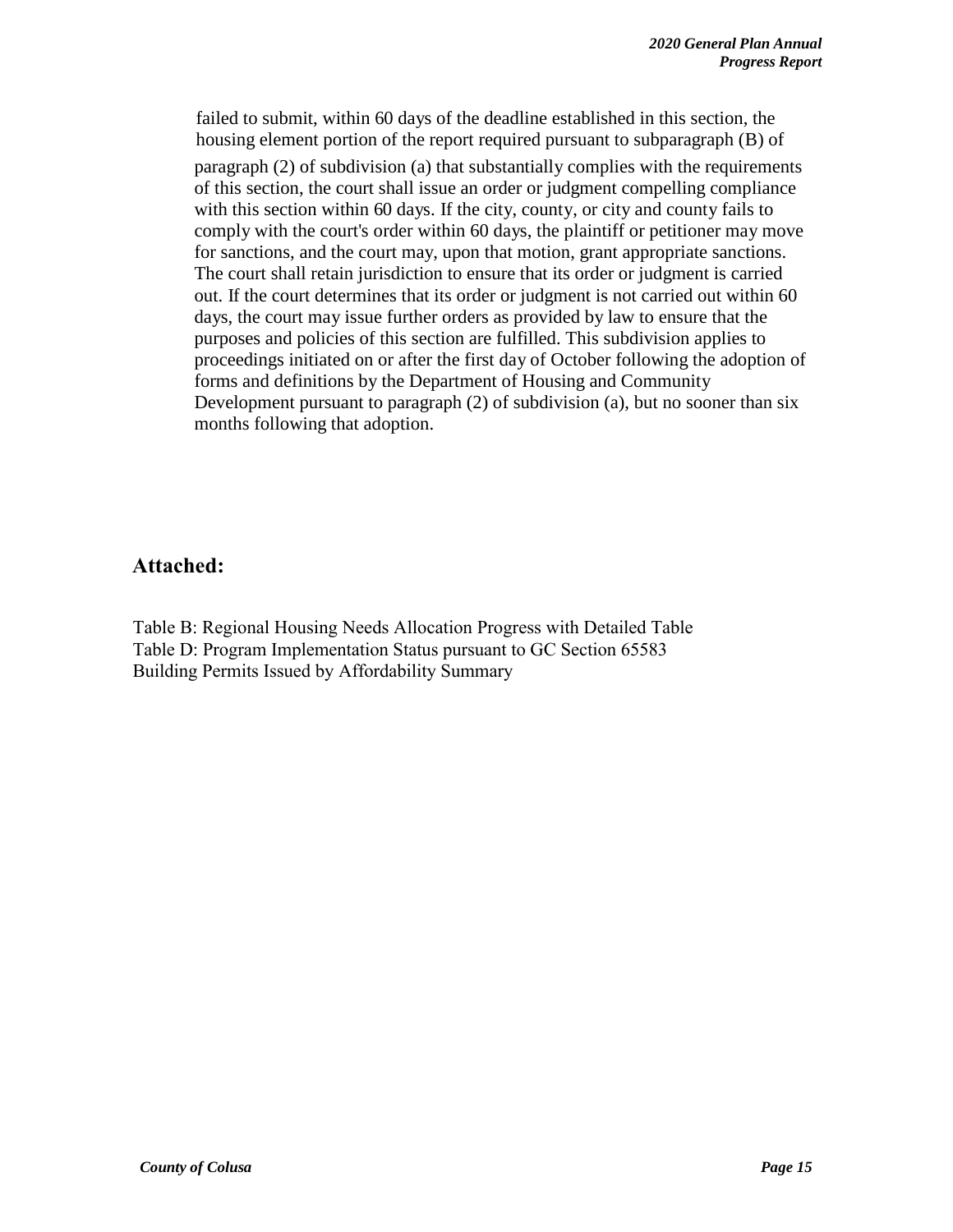failed to submit, within 60 days of the deadline established in this section, the housing element portion of the report required pursuant to subparagraph (B) of paragraph (2) of subdivision (a) that substantially complies with the requirements of this section, the court shall issue an order or judgment compelling compliance with this section within 60 days. If the city, county, or city and county fails to comply with the court's order within 60 days, the plaintiff or petitioner may move for sanctions, and the court may, upon that motion, grant appropriate sanctions. The court shall retain jurisdiction to ensure that its order or judgment is carried out. If the court determines that its order or judgment is not carried out within 60 days, the court may issue further orders as provided by law to ensure that the purposes and policies of this section are fulfilled. This subdivision applies to proceedings initiated on or after the first day of October following the adoption of forms and definitions by the Department of Housing and Community Development pursuant to paragraph (2) of subdivision (a), but no sooner than six months following that adoption.

## Attached:

Table B: Regional Housing Needs Allocation Progress with Detailed Table
Table D: Program Implementation Status pursuant to GC Section 65583
Building Permits Issued by Affordability Summary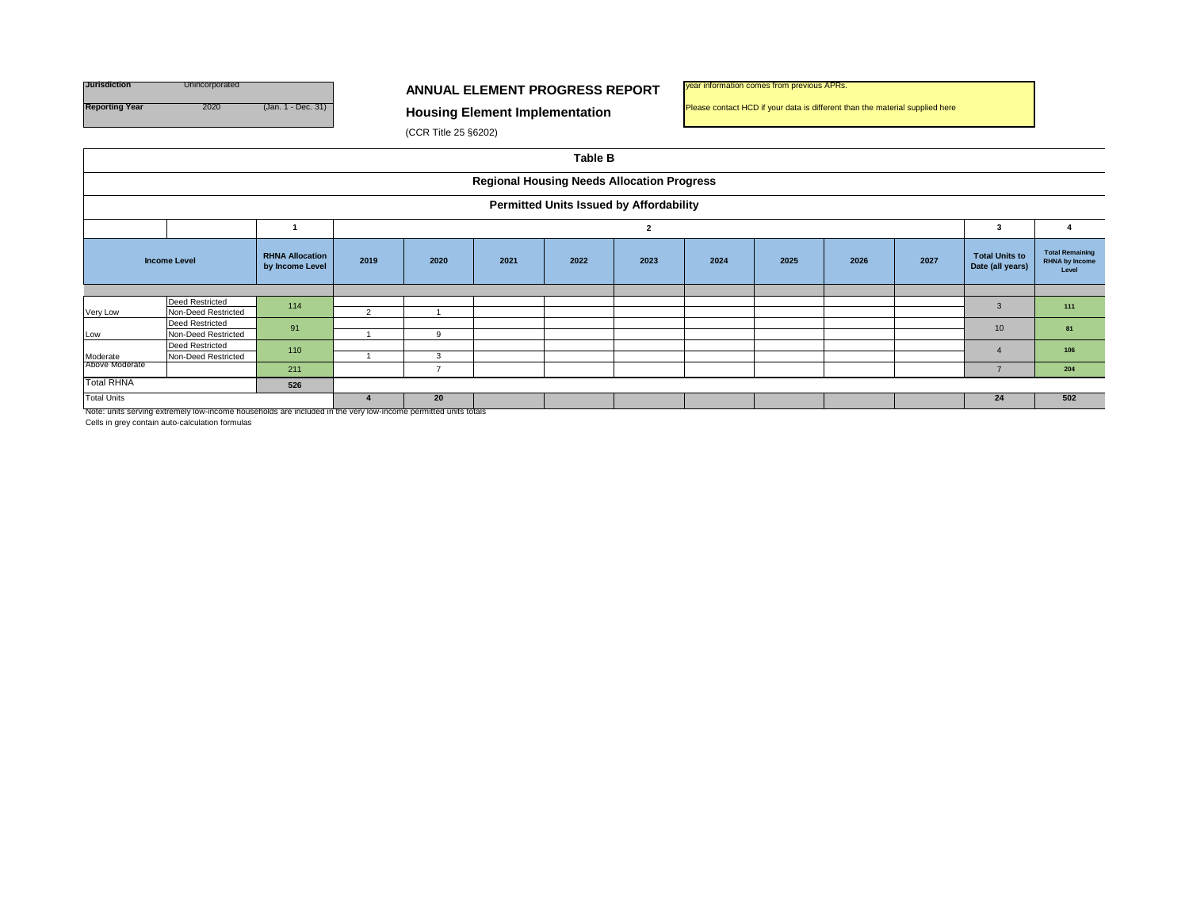| Jurisdiction | Unincorporated | |
|---|---|---|
| Reporting Year | 2020 | (Jan. 1 - Dec. 31) |

## ANNUAL ELEMENT PROGRESS REPORT

## Housing Element Implementation

(CCR Title 25 §6202)

year information comes from previous APRs.

Please contact HCD if your data is different than the material supplied here

### Table B

### Regional Housing Needs Allocation Progress

### Permitted Units Issued by Affordability

| | | 1 | 2 | | | | | | | | | 3 | 4 |
|---|---|---|---|---|---|---|---|---|---|---|---|---|---|
| Income Level | | RHNA Allocation by Income Level | 2019 | 2020 | 2021 | 2022 | 2023 | 2024 | 2025 | 2026 | 2027 | Total Units to Date (all years) | Total Remaining RHNA by Income Level |
| Very Low | Deed Restricted | 114 | | | | | | | | | | 3 | 111 |
| | Non-Deed Restricted | | 2 | 1 | | | | | | | | | |
| Low | Deed Restricted | 91 | | | | | | | | | | 10 | 81 |
| | Non-Deed Restricted | | 1 | 9 | | | | | | | | | |
| Moderate | Deed Restricted | 110 | | | | | | | | | | 4 | 106 |
| | Non-Deed Restricted | | 1 | 3 | | | | | | | | | |
| Above Moderate | | 211 | | 7 | | | | | | | | 7 | 204 |
| Total RHNA | | 526 | | | | | | | | | | | |
| Total Units | | | 4 | 20 | | | | | | | | 24 | 502 |

Note: units serving extremely low-income households are included in the very low-income permitted units totals

Cells in grey contain auto-calculation formulas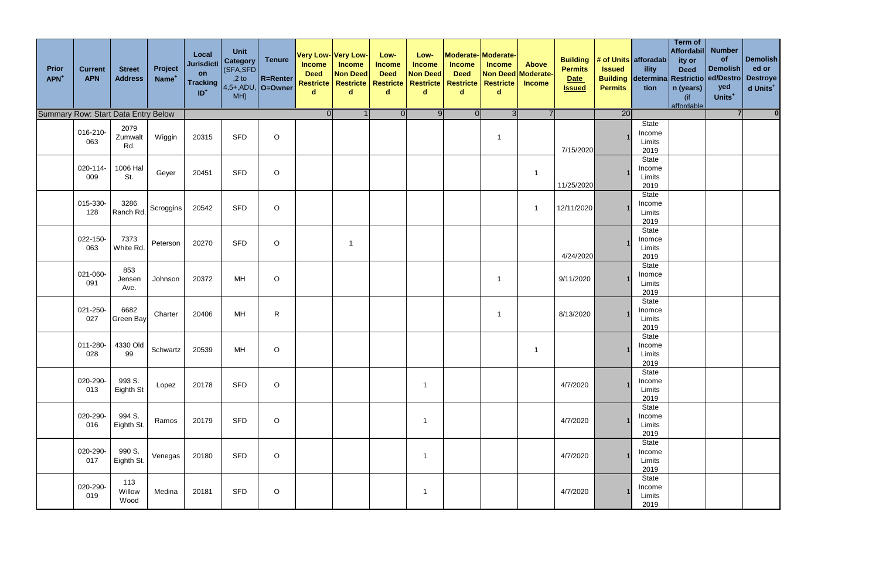| Prior APN[+] | Current APN | Street Address | Project Name[+] | Local Jurisdiction Tracking ID[+] | Unit Category (SFA,SFD,2 to 4,5+,ADU,MH) | Tenure R=Renter O=Owner | Very Low-Income Deed Restricted | Very Low-Income Non Deed Restricted | Low-Income Deed Restricted | Low-Income Non Deed Restricted | Moderate-Income Deed Restricted | Moderate-Income Non Deed Restricted | Above Moderate-Income | Building Permits Date Issued | # of Units Issued Building Permits | afforadability determination | Term of Affordability or Deed Restriction (years) (if affordable | Number of Demolished/Destroyed Units[+] | Demolished or Destroyed Units[+] |
|---|---|---|---|---|---|---|---|---|---|---|---|---|---|---|---|---|---|---|---|
| Summary Row: Start Data Entry Below | | | | | | | 0 | 1 | 0 | 9 | 0 | 3 | 7 | | 20 | | | 7 | 0 |
| | 016-210-063 | 2079 Zumwalt Rd. | Wiggin | 20315 | SFD | O | | | | | | 1 | | 7/15/2020 | 1 | State Income Limits 2019 | | | |
| | 020-114-009 | 1006 Hal St. | Geyer | 20451 | SFD | O | | | | | | | 1 | 11/25/2020 | 1 | State Income Limits 2019 | | | |
| | 015-330-128 | 3286 Ranch Rd. | Scroggins | 20542 | SFD | O | | | | | | | 1 | 12/11/2020 | 1 | State Income Limits 2019 | | | |
| | 022-150-063 | 7373 White Rd. | Peterson | 20270 | SFD | O | | 1 | | | | | | 4/24/2020 | 1 | State Inomce Limits 2019 | | | |
| | 021-060-091 | 853 Jensen Ave. | Johnson | 20372 | MH | O | | | | | | 1 | | 9/11/2020 | 1 | State Inomce Limits 2019 | | | |
| | 021-250-027 | 6682 Green Bay | Charter | 20406 | MH | R | | | | | | 1 | | 8/13/2020 | 1 | State Inomce Limits 2019 | | | |
| | 011-280-028 | 4330 Old 99 | Schwartz | 20539 | MH | O | | | | | | | 1 | | 1 | State Income Limits 2019 | | | |
| | 020-290-013 | 993 S. Eighth St | Lopez | 20178 | SFD | O | | | | 1 | | | | 4/7/2020 | 1 | State Income Limits 2019 | | | |
| | 020-290-016 | 994 S. Eighth St. | Ramos | 20179 | SFD | O | | | | 1 | | | | 4/7/2020 | 1 | State Income Limits 2019 | | | |
| | 020-290-017 | 990 S. Eighth St. | Venegas | 20180 | SFD | O | | | | 1 | | | | 4/7/2020 | 1 | State Income Limits 2019 | | | |
| | 020-290-019 | 113 Willow Wood | Medina | 20181 | SFD | O | | | | 1 | | | | 4/7/2020 | 1 | State Income Limits 2019 | | | |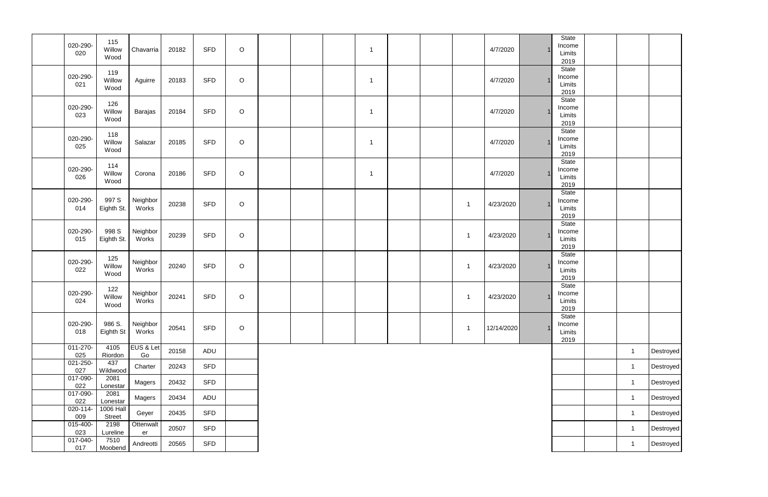| | | | | | | | | | | | | | | | | | | | |
|---|---|---|---|---|---|---|---|---|---|---|---|---|---|---|---|---|---|---|---|
| | 020-290-020 | 115 Willow Wood | Chavarria | 20182 | SFD | O | | | | 1 | | | | 4/7/2020 | 1 | State Income Limits 2019 | | | |
| | 020-290-021 | 119 Willow Wood | Aguirre | 20183 | SFD | O | | | | 1 | | | | 4/7/2020 | 1 | State Income Limits 2019 | | | |
| | 020-290-023 | 126 Willow Wood | Barajas | 20184 | SFD | O | | | | 1 | | | | 4/7/2020 | 1 | State Income Limits 2019 | | | |
| | 020-290-025 | 118 Willow Wood | Salazar | 20185 | SFD | O | | | | 1 | | | | 4/7/2020 | 1 | State Income Limits 2019 | | | |
| | 020-290-026 | 114 Willow Wood | Corona | 20186 | SFD | O | | | | 1 | | | | 4/7/2020 | 1 | State Income Limits 2019 | | | |
| | 020-290-014 | 997 S Eighth St. | Neighbor Works | 20238 | SFD | O | | | | | | | 1 | 4/23/2020 | 1 | State Income Limits 2019 | | | |
| | 020-290-015 | 998 S Eighth St. | Neighbor Works | 20239 | SFD | O | | | | | | | 1 | 4/23/2020 | 1 | State Income Limits 2019 | | | |
| | 020-290-022 | 125 Willow Wood | Neighbor Works | 20240 | SFD | O | | | | | | | 1 | 4/23/2020 | 1 | State Income Limits 2019 | | | |
| | 020-290-024 | 122 Willow Wood | Neighbor Works | 20241 | SFD | O | | | | | | | 1 | 4/23/2020 | 1 | State Income Limits 2019 | | | |
| | 020-290-018 | 986 S. Eighth St | Neighbor Works | 20541 | SFD | O | | | | | | | 1 | 12/14/2020 | 1 | State Income Limits 2019 | | | |
| | 011-270-025 | 4105 Riordon | EUS & Let Go | 20158 | ADU | | | | | | | | | | | | | 1 | Destroyed |
| | 021-250-027 | 437 Wildwood | Charter | 20243 | SFD | | | | | | | | | | | | | 1 | Destroyed |
| | 017-090-022 | 2081 Lonestar | Magers | 20432 | SFD | | | | | | | | | | | | | 1 | Destroyed |
| | 017-090-022 | 2081 Lonestar | Magers | 20434 | ADU | | | | | | | | | | | | | 1 | Destroyed |
| | 020-114-009 | 1006 Hall Street | Geyer | 20435 | SFD | | | | | | | | | | | | | 1 | Destroyed |
| | 015-400-023 | 2198 Lureline | Ottenwalter | 20507 | SFD | | | | | | | | | | | | | 1 | Destroyed |
| | 017-040-017 | 7510 Moobend | Andreotti | 20565 | SFD | | | | | | | | | | | | | 1 | Destroyed |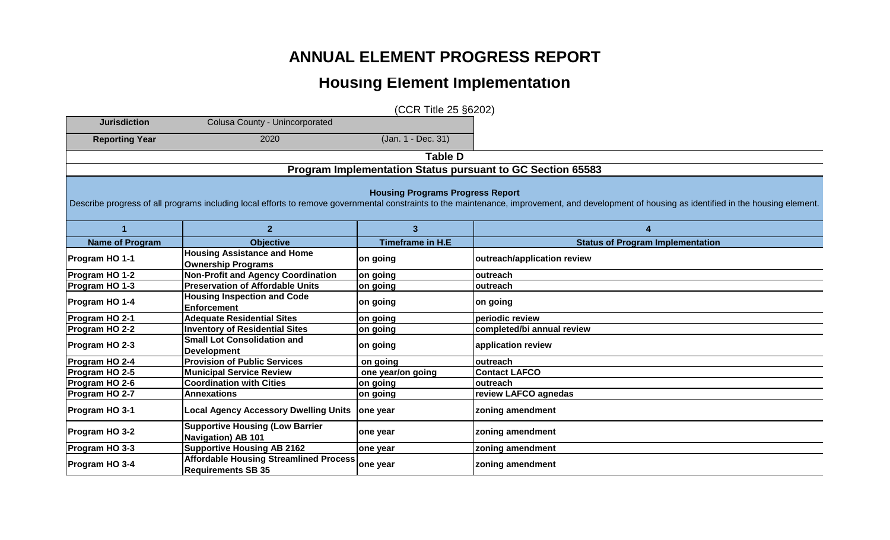# ANNUAL ELEMENT PROGRESS REPORT

## Housing Element Implementation

(CCR Title 25 §6202)

| | | |
|---|---|---|
| **Jurisdiction** | Colusa County - Unincorporated | |
| **Reporting Year** | 2020 | (Jan. 1 - Dec. 31) |

### Table D

### Program Implementation Status pursuant to GC Section 65583

**Housing Programs Progress Report**

Describe progress of all programs including local efforts to remove governmental constraints to the maintenance, improvement, and development of housing as identified in the housing element.

| 1 | 2 | 3 | 4 |
|---|---|---|---|
| **Name of Program** | **Objective** | **Timeframe in H.E** | **Status of Program Implementation** |
| Program HO 1-1 | Housing Assistance and Home Ownership Programs | on going | outreach/application review |
| Program HO 1-2 | Non-Profit and Agency Coordination | on going | outreach |
| Program HO 1-3 | Preservation of Affordable Units | on going | outreach |
| Program HO 1-4 | Housing Inspection and Code Enforcement | on going | on going |
| Program HO 2-1 | Adequate Residential Sites | on going | periodic review |
| Program HO 2-2 | Inventory of Residential Sites | on going | completed/bi annual review |
| Program HO 2-3 | Small Lot Consolidation and Development | on going | application review |
| Program HO 2-4 | Provision of Public Services | on going | outreach |
| Program HO 2-5 | Municipal Service Review | one year/on going | Contact LAFCO |
| Program HO 2-6 | Coordination with Cities | on going | outreach |
| Program HO 2-7 | Annexations | on going | review LAFCO agnedas |
| Program HO 3-1 | Local Agency Accessory Dwelling Units | one year | zoning amendment |
| Program HO 3-2 | Supportive Housing (Low Barrier Navigation) AB 101 | one year | zoning amendment |
| Program HO 3-3 | Supportive Housing AB 2162 | one year | zoning amendment |
| Program HO 3-4 | Affordable Housing Streamlined Process Requirements SB 35 | one year | zoning amendment |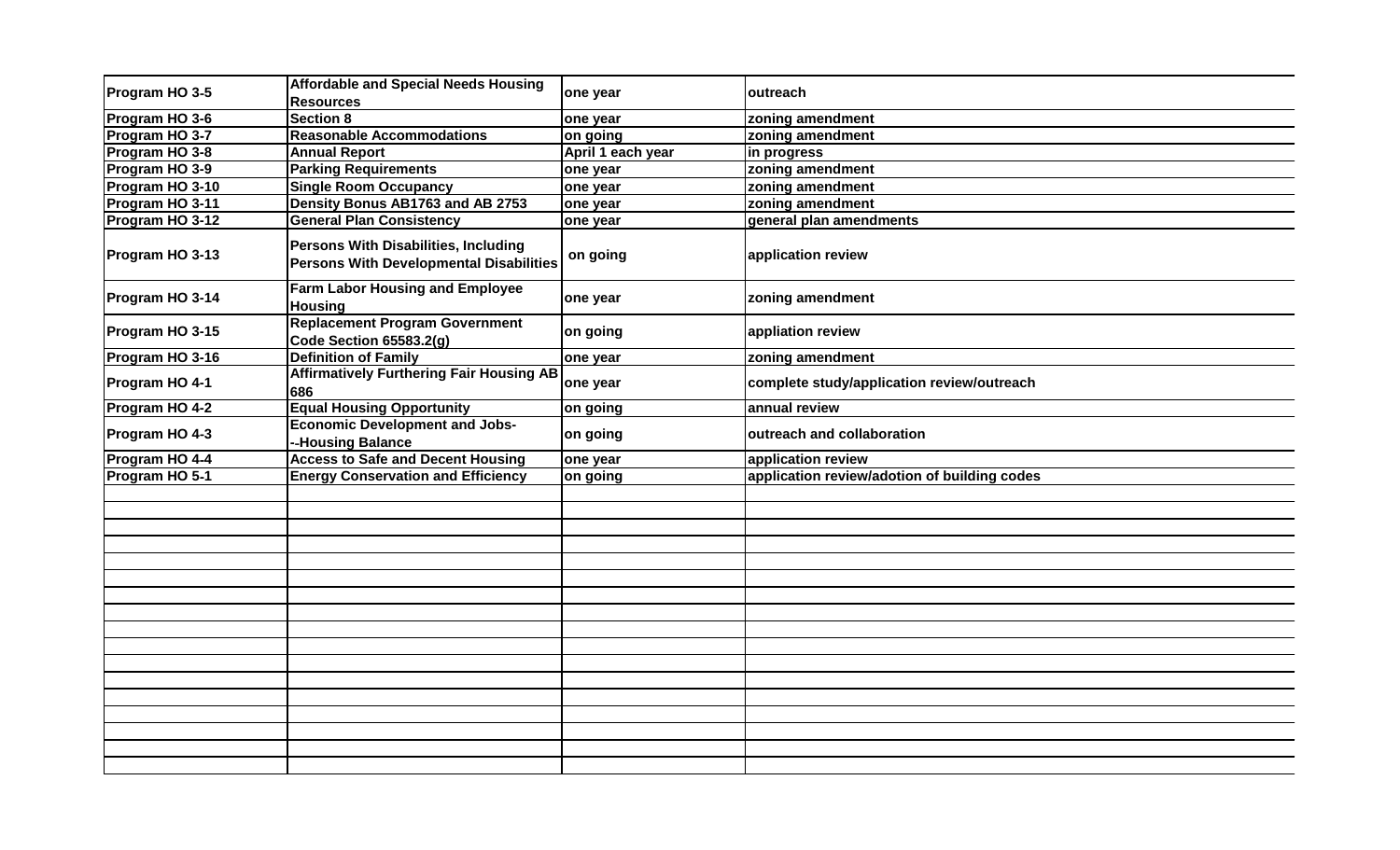| | | | |
|---|---|---|---|
| Program HO 3-5 | Affordable and Special Needs Housing Resources | one year | outreach |
| Program HO 3-6 | Section 8 | one year | zoning amendment |
| Program HO 3-7 | Reasonable Accommodations | on going | zoning amendment |
| Program HO 3-8 | Annual Report | April 1 each year | in progress |
| Program HO 3-9 | Parking Requirements | one year | zoning amendment |
| Program HO 3-10 | Single Room Occupancy | one year | zoning amendment |
| Program HO 3-11 | Density Bonus AB1763 and AB 2753 | one year | zoning amendment |
| Program HO 3-12 | General Plan Consistency | one year | general plan amendments |
| Program HO 3-13 | Persons With Disabilities, Including Persons With Developmental Disabilities | on going | application review |
| Program HO 3-14 | Farm Labor Housing and Employee Housing | one year | zoning amendment |
| Program HO 3-15 | Replacement Program Government Code Section 65583.2(g) | on going | appliation review |
| Program HO 3-16 | Definition of Family | one year | zoning amendment |
| Program HO 4-1 | Affirmatively Furthering Fair Housing AB 686 | one year | complete study/application review/outreach |
| Program HO 4-2 | Equal Housing Opportunity | on going | annual review |
| Program HO 4-3 | Economic Development and Jobs---Housing Balance | on going | outreach and collaboration |
| Program HO 4-4 | Access to Safe and Decent Housing | one year | application review |
| Program HO 5-1 | Energy Conservation and Efficiency | on going | application review/adotion of building codes |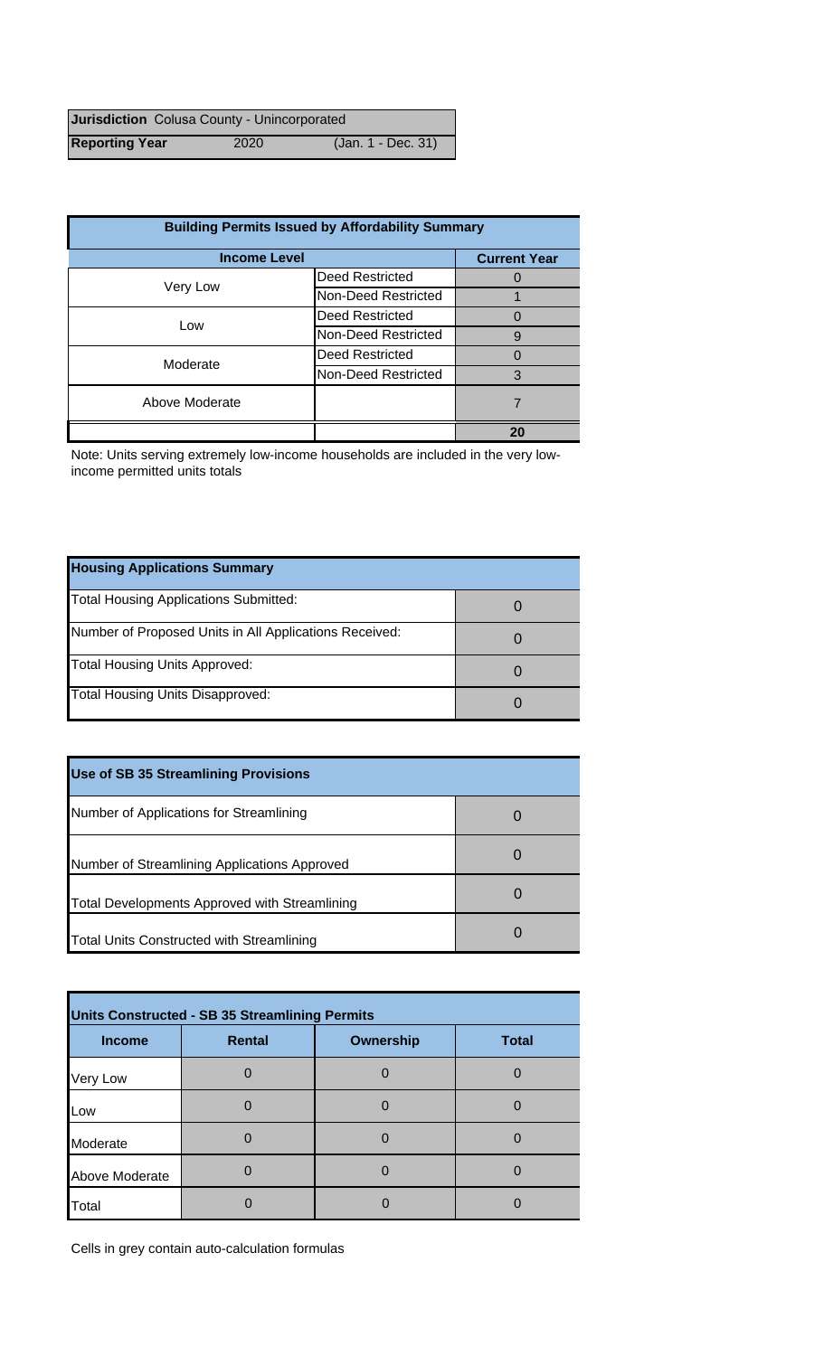| | | |
|---|---|---|
| **Jurisdiction** | Colusa County - Unincorporated | |
| **Reporting Year** | 2020 | (Jan. 1 - Dec. 31) |

| **Building Permits Issued by Affordability Summary** | | |
|---|---|---|
| **Income Level** | | **Current Year** |
| Very Low | Deed Restricted | 0 |
| | Non-Deed Restricted | 1 |
| Low | Deed Restricted | 0 |
| | Non-Deed Restricted | 9 |
| Moderate | Deed Restricted | 0 |
| | Non-Deed Restricted | 3 |
| Above Moderate | | 7 |
| | | **20** |

Note: Units serving extremely low-income households are included in the very low-income permitted units totals

| **Housing Applications Summary** | |
|---|---|
| Total Housing Applications Submitted: | 0 |
| Number of Proposed Units in All Applications Received: | 0 |
| Total Housing Units Approved: | 0 |
| Total Housing Units Disapproved: | 0 |

| **Use of SB 35 Streamlining Provisions** | |
|---|---|
| Number of Applications for Streamlining | 0 |
| Number of Streamlining Applications Approved | 0 |
| Total Developments Approved with Streamlining | 0 |
| Total Units Constructed with Streamlining | 0 |

| **Units Constructed - SB 35 Streamlining Permits** | | | |
|---|---|---|---|
| **Income** | **Rental** | **Ownership** | **Total** |
| Very Low | 0 | 0 | 0 |
| Low | 0 | 0 | 0 |
| Moderate | 0 | 0 | 0 |
| Above Moderate | 0 | 0 | 0 |
| Total | 0 | 0 | 0 |

Cells in grey contain auto-calculation formulas